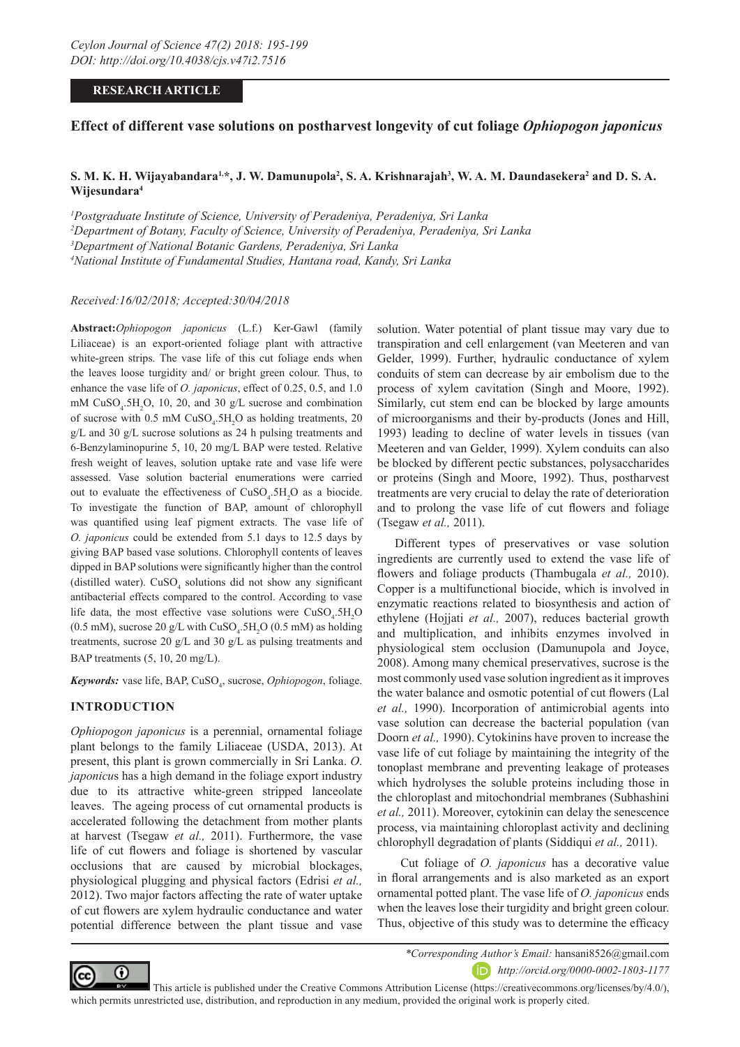**RESEARCH ARTICLE**

# Effect of different vase solutions on postharvest longevity of cut foliage *Ophiopogon japonicus*

**S. M. K. H. Wijayabandara[1,*], J. W. Damunupola[2], S. A. Krishnarajah[3], W. A. M. Daundasekera[2] and D. S. A. Wijesundara[4]**

[1]*Postgraduate Institute of Science, University of Peradeniya, Peradeniya, Sri Lanka*
[2]*Department of Botany, Faculty of Science, University of Peradeniya, Peradeniya, Sri Lanka*
[3]*Department of National Botanic Gardens, Peradeniya, Sri Lanka*
[4]*National Institute of Fundamental Studies, Hantana road, Kandy, Sri Lanka*

*Received:16/02/2018; Accepted:30/04/2018*

**Abstract:** *Ophiopogon japonicus* (L.f.) Ker-Gawl (family Liliaceae) is an export-oriented foliage plant with attractive white-green strips. The vase life of this cut foliage ends when the leaves loose turgidity and/ or bright green colour. Thus, to enhance the vase life of *O. japonicus*, effect of 0.25, 0.5, and 1.0 mM $CuSO_4.5H_2O$, 10, 20, and 30 g/L sucrose and combination of sucrose with 0.5 mM $CuSO_4.5H_2O$ as holding treatments, 20 g/L and 30 g/L sucrose solutions as 24 h pulsing treatments and 6-Benzylaminopurine 5, 10, 20 mg/L BAP were tested. Relative fresh weight of leaves, solution uptake rate and vase life were assessed. Vase solution bacterial enumerations were carried out to evaluate the effectiveness of $CuSO_4.5H_2O$ as a biocide. To investigate the function of BAP, amount of chlorophyll was quantified using leaf pigment extracts. The vase life of *O. japonicus* could be extended from 5.1 days to 12.5 days by giving BAP based vase solutions. Chlorophyll contents of leaves dipped in BAP solutions were significantly higher than the control (distilled water). $CuSO_4$ solutions did not show any significant antibacterial effects compared to the control. According to vase life data, the most effective vase solutions were $CuSO_4.5H_2O$ (0.5 mM), sucrose 20 g/L with $CuSO_4.5H_2O$ (0.5 mM) as holding treatments, sucrose 20 g/L and 30 g/L as pulsing treatments and BAP treatments (5, 10, 20 mg/L).

***Keywords:*** vase life, BAP, $CuSO_4$, sucrose, *Ophiopogon*, foliage.

## INTRODUCTION

*Ophiopogon japonicus* is a perennial, ornamental foliage plant belongs to the family Liliaceae (USDA, 2013). At present, this plant is grown commercially in Sri Lanka. *O. japonicus* has a high demand in the foliage export industry due to its attractive white-green stripped lanceolate leaves. The ageing process of cut ornamental products is accelerated following the detachment from mother plants at harvest (Tsegaw *et al.,* 2011). Furthermore, the vase life of cut flowers and foliage is shortened by vascular occlusions that are caused by microbial blockages, physiological plugging and physical factors (Edrisi *et al.,* 2012). Two major factors affecting the rate of water uptake of cut flowers are xylem hydraulic conductance and water potential difference between the plant tissue and vase solution. Water potential of plant tissue may vary due to transpiration and cell enlargement (van Meeteren and van Gelder, 1999). Further, hydraulic conductance of xylem conduits of stem can decrease by air embolism due to the process of xylem cavitation (Singh and Moore, 1992). Similarly, cut stem end can be blocked by large amounts of microorganisms and their by-products (Jones and Hill, 1993) leading to decline of water levels in tissues (van Meeteren and van Gelder, 1999). Xylem conduits can also be blocked by different pectic substances, polysaccharides or proteins (Singh and Moore, 1992). Thus, postharvest treatments are very crucial to delay the rate of deterioration and to prolong the vase life of cut flowers and foliage (Tsegaw *et al.,* 2011).

Different types of preservatives or vase solution ingredients are currently used to extend the vase life of flowers and foliage products (Thambugala *et al.,* 2010). Copper is a multifunctional biocide, which is involved in enzymatic reactions related to biosynthesis and action of ethylene (Hojjati *et al.,* 2007), reduces bacterial growth and multiplication, and inhibits enzymes involved in physiological stem occlusion (Damunupola and Joyce, 2008). Among many chemical preservatives, sucrose is the most commonly used vase solution ingredient as it improves the water balance and osmotic potential of cut flowers (Lal *et al.,* 1990). Incorporation of antimicrobial agents into vase solution can decrease the bacterial population (van Doorn *et al.,* 1990). Cytokinins have proven to increase the vase life of cut foliage by maintaining the integrity of the tonoplast membrane and preventing leakage of proteases which hydrolyses the soluble proteins including those in the chloroplast and mitochondrial membranes (Subhashini *et al.,* 2011). Moreover, cytokinin can delay the senescence process, via maintaining chloroplast activity and declining chlorophyll degradation of plants (Siddiqui *et al.,* 2011).

Cut foliage of *O. japonicus* has a decorative value in floral arrangements and is also marketed as an export ornamental potted plant. The vase life of *O. japonicus* ends when the leaves lose their turgidity and bright green colour. Thus, objective of this study was to determine the efficacy

*Corresponding Author's Email: hansani8526@gmail.com
http://orcid.org/0000-0002-1803-1177

This article is published under the Creative Commons Attribution License (https://creativecommons.org/licenses/by/4.0/), which permits unrestricted use, distribution, and reproduction in any medium, provided the original work is properly cited.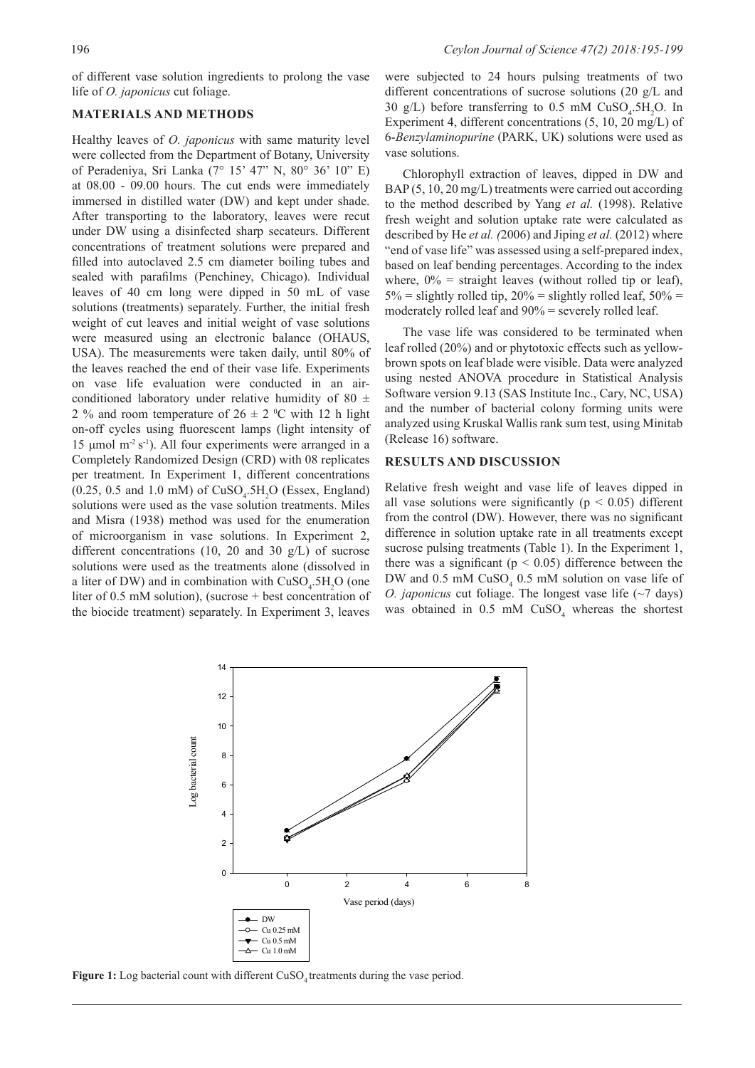of different vase solution ingredients to prolong the vase life of *O. japonicus* cut foliage.

## MATERIALS AND METHODS

Healthy leaves of *O. japonicus* with same maturity level were collected from the Department of Botany, University of Peradeniya, Sri Lanka (7° 15' 47" N, 80° 36' 10" E) at 08.00 - 09.00 hours. The cut ends were immediately immersed in distilled water (DW) and kept under shade. After transporting to the laboratory, leaves were recut under DW using a disinfected sharp secateurs. Different concentrations of treatment solutions were prepared and filled into autoclaved 2.5 cm diameter boiling tubes and sealed with parafilms (Penchiney, Chicago). Individual leaves of 40 cm long were dipped in 50 mL of vase solutions (treatments) separately. Further, the initial fresh weight of cut leaves and initial weight of vase solutions were measured using an electronic balance (OHAUS, USA). The measurements were taken daily, until 80% of the leaves reached the end of their vase life. Experiments on vase life evaluation were conducted in an air-conditioned laboratory under relative humidity of 80 ± 2 % and room temperature of 26 ± 2 °C with 12 h light on-off cycles using fluorescent lamps (light intensity of 15 µmol $m^{-2}$ $s^{-1}$). All four experiments were arranged in a Completely Randomized Design (CRD) with 08 replicates per treatment. In Experiment 1, different concentrations (0.25, 0.5 and 1.0 mM) of $CuSO_4.5H_2O$ (Essex, England) solutions were used as the vase solution treatments. Miles and Misra (1938) method was used for the enumeration of microorganism in vase solutions. In Experiment 2, different concentrations (10, 20 and 30 g/L) of sucrose solutions were used as the treatments alone (dissolved in a liter of DW) and in combination with $CuSO_4.5H_2O$ (one liter of 0.5 mM solution), (sucrose + best concentration of the biocide treatment) separately. In Experiment 3, leaves were subjected to 24 hours pulsing treatments of two different concentrations of sucrose solutions (20 g/L and 30 g/L) before transferring to 0.5 mM $CuSO_4.5H_2O$. In Experiment 4, different concentrations (5, 10, 20 mg/L) of 6-*Benzylaminopurine* (PARK, UK) solutions were used as vase solutions.

Chlorophyll extraction of leaves, dipped in DW and BAP (5, 10, 20 mg/L) treatments were carried out according to the method described by Yang *et al.* (1998). Relative fresh weight and solution uptake rate were calculated as described by He *et al.* (2006) and Jiping *et al.* (2012) where "end of vase life" was assessed using a self-prepared index, based on leaf bending percentages. According to the index where, 0% = straight leaves (without rolled tip or leaf), 5% = slightly rolled tip, 20% = slightly rolled leaf, 50% = moderately rolled leaf and 90% = severely rolled leaf.

The vase life was considered to be terminated when leaf rolled (20%) and or phytotoxic effects such as yellow-brown spots on leaf blade were visible. Data were analyzed using nested ANOVA procedure in Statistical Analysis Software version 9.13 (SAS Institute Inc., Cary, NC, USA) and the number of bacterial colony forming units were analyzed using Kruskal Wallis rank sum test, using Minitab (Release 16) software.

## RESULTS AND DISCUSSION

Relative fresh weight and vase life of leaves dipped in all vase solutions were significantly ($p < 0.05$) different from the control (DW). However, there was no significant difference in solution uptake rate in all treatments except sucrose pulsing treatments (Table 1). In the Experiment 1, there was a significant ($p < 0.05$) difference between the DW and 0.5 mM $CuSO_4$ 0.5 mM solution on vase life of *O. japonicus* cut foliage. The longest vase life (~7 days) was obtained in 0.5 mM $CuSO_4$ whereas the shortest

**Figure 1:** Log bacterial count with different $CuSO_4$ treatments during the vase period.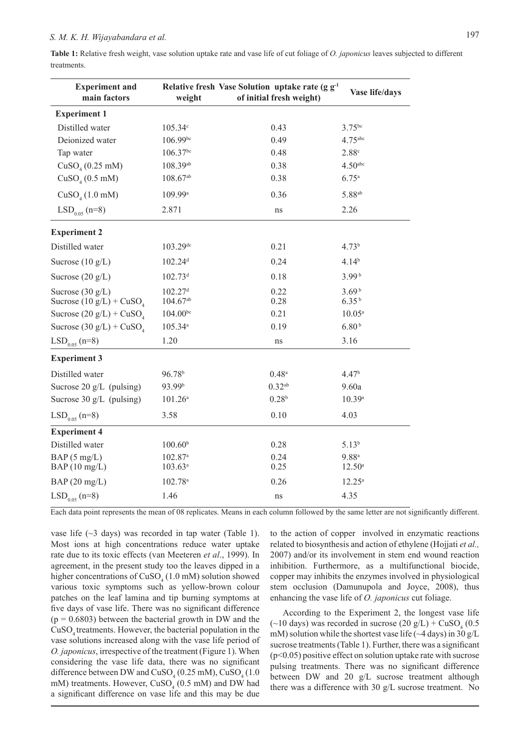**Table 1:** Relative fresh weight, vase solution uptake rate and vase life of cut foliage of *O. japonicus* leaves subjected to different treatments.

| Experiment and main factors | Relative fresh weight | Vase Solution uptake rate (g $g^{-1}$ of initial fresh weight) | Vase life/days |
|---|---|---|---|
| **Experiment 1** | | | |
| Distilled water | 105.34$^{c}$ | 0.43 | 3.75$^{bc}$ |
| Deionized water | 106.99$^{bc}$ | 0.49 | 4.75$^{abc}$ |
| Tap water | 106.37$^{bc}$ | 0.48 | 2.88$^{c}$ |
| $CuSO_4$ (0.25 mM) | 108.39$^{ab}$ | 0.38 | 4.50$^{abc}$ |
| $CuSO_4$ (0.5 mM) | 108.67$^{ab}$ | 0.38 | 6.75$^{a}$ |
| $CuSO_4$ (1.0 mM) | 109.99$^{a}$ | 0.36 | 5.88$^{ab}$ |
| $LSD_{0.05}$ (n=8) | 2.871 | ns | 2.26 |
| **Experiment 2** | | | |
| Distilled water | 103.29$^{dc}$ | 0.21 | 4.73$^{b}$ |
| Sucrose (10 g/L) | 102.24$^{d}$ | 0.24 | 4.14$^{b}$ |
| Sucrose (20 g/L) | 102.73$^{d}$ | 0.18 | 3.99$^{b}$ |
| Sucrose (30 g/L) | 102.27$^{d}$ | 0.22 | 3.69$^{b}$ |
| Sucrose (10 g/L) + $CuSO_4$ | 104.67$^{ab}$ | 0.28 | 6.35$^{b}$ |
| Sucrose (20 g/L) + $CuSO_4$ | 104.00$^{bc}$ | 0.21 | 10.05$^{a}$ |
| Sucrose (30 g/L) + $CuSO_4$ | 105.34$^{a}$ | 0.19 | 6.80$^{b}$ |
| $LSD_{0.05}$ (n=8) | 1.20 | ns | 3.16 |
| **Experiment 3** | | | |
| Distilled water | 96.78$^{b}$ | 0.48$^{a}$ | 4.47$^{b}$ |
| Sucrose 20 g/L (pulsing) | 93.99$^{b}$ | 0.32$^{ab}$ | 9.60a |
| Sucrose 30 g/L (pulsing) | 101.26$^{a}$ | 0.28$^{b}$ | 10.39$^{a}$ |
| $LSD_{0.05}$ (n=8) | 3.58 | 0.10 | 4.03 |
| **Experiment 4** | | | |
| Distilled water | 100.60$^{b}$ | 0.28 | 5.13$^{b}$ |
| BAP (5 mg/L) | 102.87$^{a}$ | 0.24 | 9.88$^{a}$ |
| BAP (10 mg/L) | 103.63$^{a}$ | 0.25 | 12.50$^{a}$ |
| BAP (20 mg/L) | 102.78$^{a}$ | 0.26 | 12.25$^{a}$ |
| $LSD_{0.05}$ (n=8) | 1.46 | ns | 4.35 |

Each data point represents the mean of 08 replicates. Means in each column followed by the same letter are not significantly different.

vase life (~3 days) was recorded in tap water (Table 1). Most ions at high concentrations reduce water uptake rate due to its toxic effects (van Meeteren *et al*., 1999). In agreement, in the present study too the leaves dipped in a higher concentrations of $CuSO_4$ (1.0 mM) solution showed various toxic symptoms such as yellow-brown colour patches on the leaf lamina and tip burning symptoms at five days of vase life. There was no significant difference ($p = 0.6803$) between the bacterial growth in DW and the $CuSO_4$ treatments. However, the bacterial population in the vase solutions increased along with the vase life period of *O. japonicus*, irrespective of the treatment (Figure 1). When considering the vase life data, there was no significant difference between DW and $CuSO_4$ (0.25 mM), $CuSO_4$ (1.0 mM) treatments. However, $CuSO_4$ (0.5 mM) and DW had a significant difference on vase life and this may be due to the action of copper involved in enzymatic reactions related to biosynthesis and action of ethylene (Hojjati *et al.,* 2007) and/or its involvement in stem end wound reaction inhibition. Furthermore, as a multifunctional biocide, copper may inhibits the enzymes involved in physiological stem occlusion (Damunupola and Joyce, 2008), thus enhancing the vase life of *O. japonicus* cut foliage.

According to the Experiment 2, the longest vase life (~10 days) was recorded in sucrose (20 g/L) + $CuSO_4$ (0.5 mM) solution while the shortest vase life (~4 days) in 30 g/L sucrose treatments (Table 1). Further, there was a significant ($p<0.05$) positive effect on solution uptake rate with sucrose pulsing treatments. There was no significant difference between DW and 20 g/L sucrose treatment although there was a difference with 30 g/L sucrose treatment. No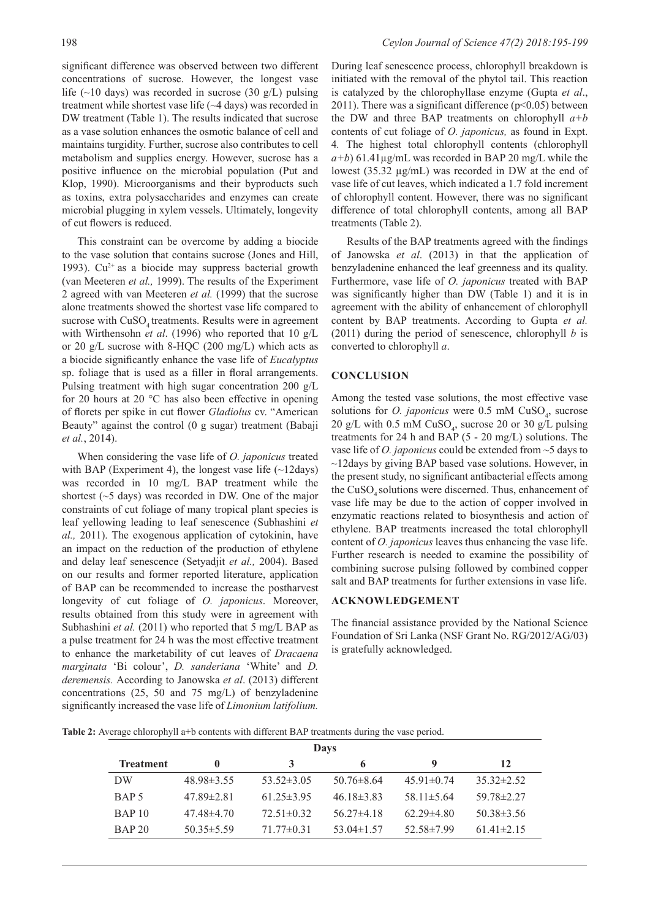significant difference was observed between two different concentrations of sucrose. However, the longest vase life (~10 days) was recorded in sucrose (30 g/L) pulsing treatment while shortest vase life (~4 days) was recorded in DW treatment (Table 1). The results indicated that sucrose as a vase solution enhances the osmotic balance of cell and maintains turgidity. Further, sucrose also contributes to cell metabolism and supplies energy. However, sucrose has a positive influence on the microbial population (Put and Klop, 1990). Microorganisms and their byproducts such as toxins, extra polysaccharides and enzymes can create microbial plugging in xylem vessels. Ultimately, longevity of cut flowers is reduced.

This constraint can be overcome by adding a biocide to the vase solution that contains sucrose (Jones and Hill, 1993). $Cu^{2+}$ as a biocide may suppress bacterial growth (van Meeteren *et al.,* 1999). The results of the Experiment 2 agreed with van Meeteren *et al.* (1999) that the sucrose alone treatments showed the shortest vase life compared to sucrose with $CuSO_4$ treatments. Results were in agreement with Wirthensohn *et al*. (1996) who reported that 10 g/L or 20 g/L sucrose with 8-HQC (200 mg/L) which acts as a biocide significantly enhance the vase life of *Eucalyptus* sp. foliage that is used as a filler in floral arrangements. Pulsing treatment with high sugar concentration 200 g/L for 20 hours at 20 °C has also been effective in opening of florets per spike in cut flower *Gladiolus* cv. "American Beauty" against the control (0 g sugar) treatment (Babaji *et al.*, 2014).

When considering the vase life of *O. japonicus* treated with BAP (Experiment 4), the longest vase life (~12days) was recorded in 10 mg/L BAP treatment while the shortest (~5 days) was recorded in DW. One of the major constraints of cut foliage of many tropical plant species is leaf yellowing leading to leaf senescence (Subhashini *et al.,* 2011). The exogenous application of cytokinin, have an impact on the reduction of the production of ethylene and delay leaf senescence (Setyadjit *et al.,* 2004). Based on our results and former reported literature, application of BAP can be recommended to increase the postharvest longevity of cut foliage of *O. japonicus*. Moreover, results obtained from this study were in agreement with Subhashini *et al.* (2011) who reported that 5 mg/L BAP as a pulse treatment for 24 h was the most effective treatment to enhance the marketability of cut leaves of *Dracaena marginata* 'Bi colour', *D. sanderiana* 'White' and *D. deremensis.* According to Janowska *et al*. (2013) different concentrations (25, 50 and 75 mg/L) of benzyladenine significantly increased the vase life of *Limonium latifolium.*

During leaf senescence process, chlorophyll breakdown is initiated with the removal of the phytol tail. This reaction is catalyzed by the chlorophyllase enzyme (Gupta *et al*., 2011). There was a significant difference ($p<0.05$) between the DW and three BAP treatments on chlorophyll *a+b* contents of cut foliage of *O. japonicus,* as found in Expt. 4*.* The highest total chlorophyll contents (chlorophyll *a+b*) 61.41µg/mL was recorded in BAP 20 mg/L while the lowest (35.32 µg/mL) was recorded in DW at the end of vase life of cut leaves, which indicated a 1.7 fold increment of chlorophyll content. However, there was no significant difference of total chlorophyll contents, among all BAP treatments (Table 2).

Results of the BAP treatments agreed with the findings of Janowska *et al*. (2013) in that the application of benzyladenine enhanced the leaf greenness and its quality. Furthermore, vase life of *O. japonicus* treated with BAP was significantly higher than DW (Table 1) and it is in agreement with the ability of enhancement of chlorophyll content by BAP treatments. According to Gupta *et al.* (2011) during the period of senescence, chlorophyll *b* is converted to chlorophyll *a*.

## CONCLUSION

Among the tested vase solutions, the most effective vase solutions for *O. japonicus* were 0.5 mM $CuSO_4$, sucrose 20 g/L with 0.5 mM $CuSO_4$, sucrose 20 or 30 g/L pulsing treatments for 24 h and BAP (5 - 20 mg/L) solutions. The vase life of *O. japonicus* could be extended from ~5 days to ~12days by giving BAP based vase solutions. However, in the present study, no significant antibacterial effects among the $CuSO_4$ solutions were discerned. Thus, enhancement of vase life may be due to the action of copper involved in enzymatic reactions related to biosynthesis and action of ethylene. BAP treatments increased the total chlorophyll content of *O. japonicus* leaves thus enhancing the vase life. Further research is needed to examine the possibility of combining sucrose pulsing followed by combined copper salt and BAP treatments for further extensions in vase life.

## ACKNOWLEDGEMENT

The financial assistance provided by the National Science Foundation of Sri Lanka (NSF Grant No. RG/2012/AG/03) is gratefully acknowledged.

**Table 2:** Average chlorophyll a+b contents with different BAP treatments during the vase period.

| | Days | | | | |
|---|---|---|---|---|---|
| **Treatment** | **0** | **3** | **6** | **9** | **12** |
| DW | 48.98±3.55 | 53.52±3.05 | 50.76±8.64 | 45.91±0.74 | 35.32±2.52 |
| BAP 5 | 47.89±2.81 | 61.25±3.95 | 46.18±3.83 | 58.11±5.64 | 59.78±2.27 |
| BAP 10 | 47.48±4.70 | 72.51±0.32 | 56.27±4.18 | 62.29±4.80 | 50.38±3.56 |
| BAP 20 | 50.35±5.59 | 71.77±0.31 | 53.04±1.57 | 52.58±7.99 | 61.41±2.15 |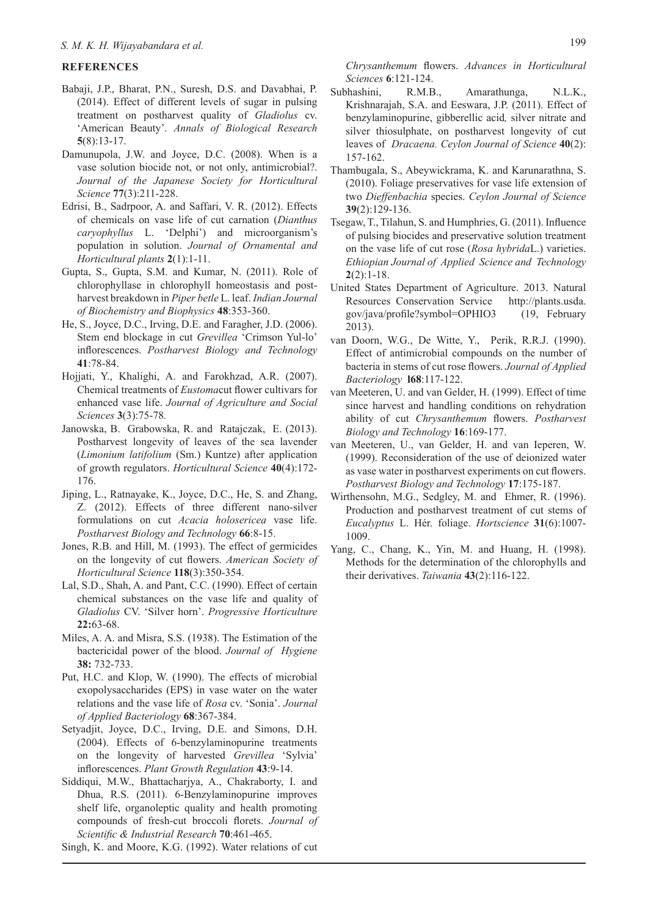## REFERENCES

Babaji, J.P., Bharat, P.N., Suresh, D.S. and Davabhai, P. (2014). Effect of different levels of sugar in pulsing treatment on postharvest quality of *Gladiolus* cv. 'American Beauty'. *Annals of Biological Research* **5**(8):13-17.

Damunupola, J.W. and Joyce, D.C. (2008). When is a vase solution biocide not, or not only, antimicrobial?. *Journal of the Japanese Society for Horticultural Science* **77**(3):211-228.

Edrisi, B., Sadrpoor, A. and Saffari, V. R. (2012). Effects of chemicals on vase life of cut carnation (*Dianthus caryophyllus* L. 'Delphi') and microorganism's population in solution. *Journal of Ornamental and Horticultural plants* **2**(1):1-11.

Gupta, S., Gupta, S.M. and Kumar, N. (2011). Role of chlorophyllase in chlorophyll homeostasis and post-harvest breakdown in *Piper betle* L. leaf. *Indian Journal of Biochemistry and Biophysics* **48**:353-360.

He, S., Joyce, D.C., Irving, D.E. and Faragher, J.D. (2006). Stem end blockage in cut *Grevillea* 'Crimson Yul-lo' inflorescences. *Postharvest Biology and Technology* **41**:78-84.

Hojjati, Y., Khalighi, A. and Farokhzad, A.R. (2007). Chemical treatments of *Eustoma*cut flower cultivars for enhanced vase life. *Journal of Agriculture and Social Sciences* **3**(3):75-78.

Janowska, B. Grabowska, R. and Ratajczak, E. (2013). Postharvest longevity of leaves of the sea lavender (*Limonium latifolium* (Sm.) Kuntze) after application of growth regulators. *Horticultural Science* **40**(4):172-176.

Jiping, L., Ratnayake, K., Joyce, D.C., He, S. and Zhang, Z. (2012). Effects of three different nano-silver formulations on cut *Acacia holosericea* vase life. *Postharvest Biology and Technology* **66**:8-15.

Jones, R.B. and Hill, M. (1993). The effect of germicides on the longevity of cut flowers. *American Society of Horticultural Science* **118**(3):350-354.

Lal, S.D., Shah, A. and Pant, C.C. (1990). Effect of certain chemical substances on the vase life and quality of *Gladiolus* CV. 'Silver horn'. *Progressive Horticulture* **22:**63-68.

Miles, A. A. and Misra, S.S. (1938). The Estimation of the bactericidal power of the blood. *Journal of Hygiene* **38:** 732-733.

Put, H.C. and Klop, W. (1990). The effects of microbial exopolysaccharides (EPS) in vase water on the water relations and the vase life of *Rosa* cv. 'Sonia'. *Journal of Applied Bacteriology* **68**:367-384.

Setyadjit, Joyce, D.C., Irving, D.E. and Simons, D.H. (2004). Effects of 6-benzylaminopurine treatments on the longevity of harvested *Grevillea* 'Sylvia' inflorescences. *Plant Growth Regulation* **43**:9-14.

Siddiqui, M.W., Bhattacharjya, A., Chakraborty, I. and Dhua, R.S. (2011). 6-Benzylaminopurine improves shelf life, organoleptic quality and health promoting compounds of fresh-cut broccoli florets. *Journal of Scientific & Industrial Research* **70**:461-465.

Singh, K. and Moore, K.G. (1992). Water relations of cut *Chrysanthemum* flowers. *Advances in Horticultural Sciences* **6**:121-124.

Subhashini, R.M.B., Amarathunga, N.L.K., Krishnarajah, S.A. and Eeswara, J.P. (2011). Effect of benzylaminopurine, gibberellic acid, silver nitrate and silver thiosulphate, on postharvest longevity of cut leaves of *Dracaena. Ceylon Journal of Science* **40**(2): 157-162.

Thambugala, S., Abeywickrama, K. and Karunarathna, S. (2010). Foliage preservatives for vase life extension of two *Dieffenbachia* species. *Ceylon Journal of Science* **39**(2):129-136.

Tsegaw, T., Tilahun, S. and Humphries, G. (2011). Influence of pulsing biocides and preservative solution treatment on the vase life of cut rose (*Rosa hybrida*L.) varieties. *Ethiopian Journal of Applied Science and Technology* **2**(2):1-18.

United States Department of Agriculture. 2013. Natural Resources Conservation Service http://plants.usda.gov/java/profile?symbol=OPHIO3 (19, February 2013).

van Doorn, W.G., De Witte, Y., Perik, R.R.J. (1990). Effect of antimicrobial compounds on the number of bacteria in stems of cut rose flowers. *Journal of Applied Bacteriology* **l68**:117-122.

van Meeteren, U. and van Gelder, H. (1999). Effect of time since harvest and handling conditions on rehydration ability of cut *Chrysanthemum* flowers. *Postharvest Biology and Technology* **16**:169-177.

van Meeteren, U., van Gelder, H. and van Ieperen, W. (1999). Reconsideration of the use of deionized water as vase water in postharvest experiments on cut flowers. *Postharvest Biology and Technology* **17**:175-187.

Wirthensohn, M.G., Sedgley, M. and Ehmer, R. (1996). Production and postharvest treatment of cut stems of *Eucalyptus* L. Hér. foliage. *Hortscience* **31**(6):1007-1009.

Yang, C., Chang, K., Yin, M. and Huang, H. (1998). Methods for the determination of the chlorophylls and their derivatives. *Taiwania* **43**(2):116-122.